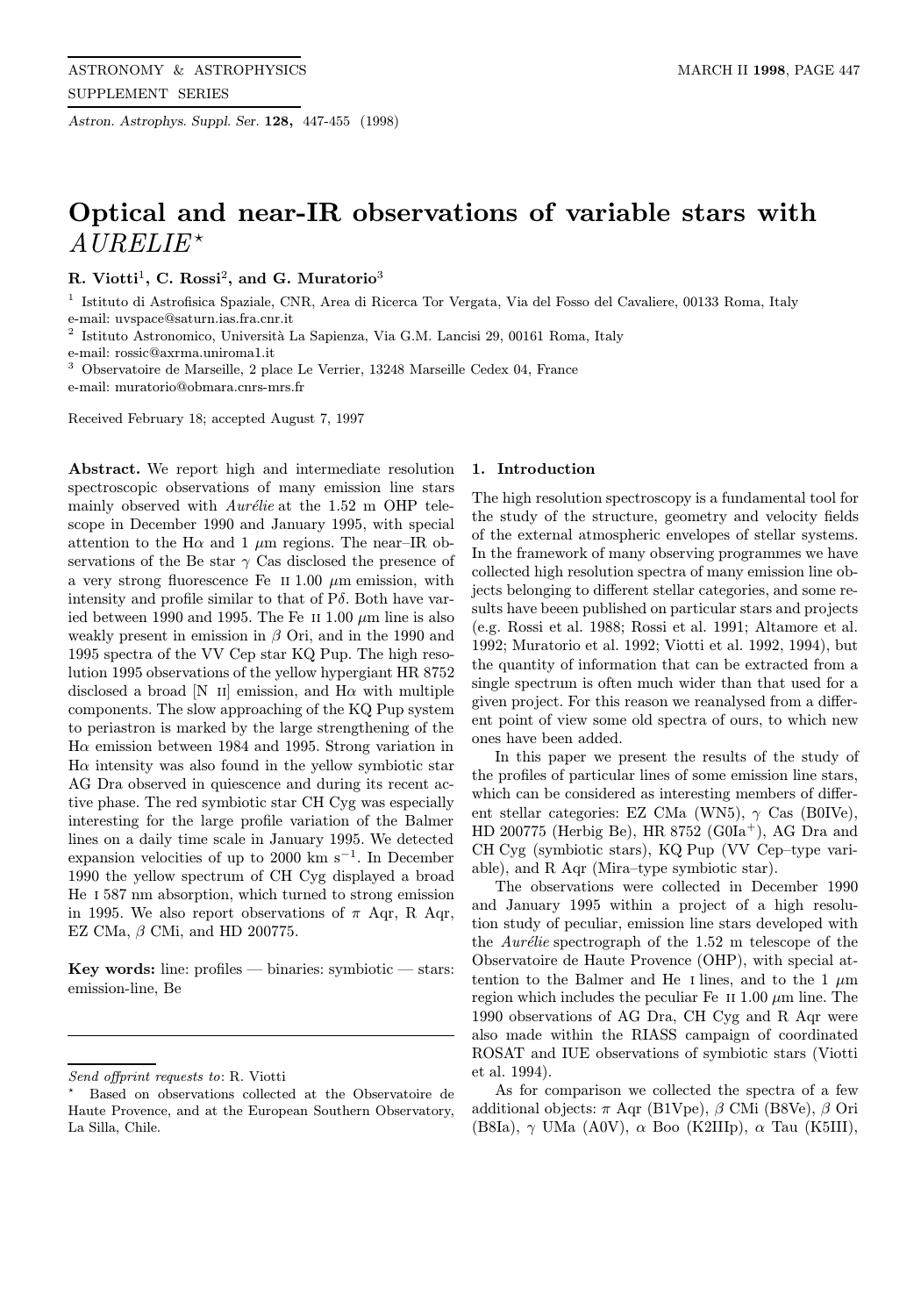# Optical and near-IR observations of variable stars with *AURELIE*⋆

**R. Viotti**[1], **C. Rossi**[2], **and G. Muratorio**[3]

[1] Istituto di Astrofisica Spaziale, CNR, Area di Ricerca Tor Vergata, Via del Fosso del Cavaliere, 00133 Roma, Italy
e-mail: uvspace@saturn.ias.fra.cnr.it

[2] Istituto Astronomico, Università La Sapienza, Via G.M. Lancisi 29, 00161 Roma, Italy
e-mail: rossic@axrma.uniroma1.it

[3] Observatoire de Marseille, 2 place Le Verrier, 13248 Marseille Cedex 04, France
e-mail: muratorio@obmara.cnrs-mrs.fr

Received February 18; accepted August 7, 1997

**Abstract.** We report high and intermediate resolution spectroscopic observations of many emission line stars mainly observed with *Aurélie* at the 1.52 m OHP telescope in December 1990 and January 1995, with special attention to the H$\alpha$ and 1 $\mu$m regions. The near–IR observations of the Be star $\gamma$ Cas disclosed the presence of a very strong fluorescence Fe II 1.00 $\mu$m emission, with intensity and profile similar to that of P$\delta$. Both have varied between 1990 and 1995. The Fe II 1.00 $\mu$m line is also weakly present in emission in $\beta$ Ori, and in the 1990 and 1995 spectra of the VV Cep star KQ Pup. The high resolution 1995 observations of the yellow hypergiant HR 8752 disclosed a broad [N II] emission, and H$\alpha$ with multiple components. The slow approaching of the KQ Pup system to periastron is marked by the large strengthening of the H$\alpha$ emission between 1984 and 1995. Strong variation in H$\alpha$ intensity was also found in the yellow symbiotic star AG Dra observed in quiescence and during its recent active phase. The red symbiotic star CH Cyg was especially interesting for the large profile variation of the Balmer lines on a daily time scale in January 1995. We detected expansion velocities of up to 2000 km s$^{-1}$. In December 1990 the yellow spectrum of CH Cyg displayed a broad He I 587 nm absorption, which turned to strong emission in 1995. We also report observations of $\pi$ Aqr, R Aqr, EZ CMa, $\beta$ CMi, and HD 200775.

**Key words:** line: profiles — binaries: symbiotic — stars: emission-line, Be

## 1. Introduction

The high resolution spectroscopy is a fundamental tool for the study of the structure, geometry and velocity fields of the external atmospheric envelopes of stellar systems. In the framework of many observing programmes we have collected high resolution spectra of many emission line objects belonging to different stellar categories, and some results have beeen published on particular stars and projects (e.g. Rossi et al. 1988; Rossi et al. 1991; Altamore et al. 1992; Muratorio et al. 1992; Viotti et al. 1992, 1994), but the quantity of information that can be extracted from a single spectrum is often much wider than that used for a given project. For this reason we reanalysed from a different point of view some old spectra of ours, to which new ones have been added.

In this paper we present the results of the study of the profiles of particular lines of some emission line stars, which can be considered as interesting members of different stellar categories: EZ CMa (WN5), $\gamma$ Cas (B0IVe), HD 200775 (Herbig Be), HR 8752 (G0Ia$^{+}$), AG Dra and CH Cyg (symbiotic stars), KQ Pup (VV Cep–type variable), and R Aqr (Mira–type symbiotic star).

The observations were collected in December 1990 and January 1995 within a project of a high resolution study of peculiar, emission line stars developed with the *Aurélie* spectrograph of the 1.52 m telescope of the Observatoire de Haute Provence (OHP), with special attention to the Balmer and He I lines, and to the 1 $\mu$m region which includes the peculiar Fe II 1.00 $\mu$m line. The 1990 observations of AG Dra, CH Cyg and R Aqr were also made within the RIASS campaign of coordinated ROSAT and IUE observations of symbiotic stars (Viotti et al. 1994).

As for comparison we collected the spectra of a few additional objects: $\pi$ Aqr (B1Vpe), $\beta$ CMi (B8Ve), $\beta$ Ori (B8Ia), $\gamma$ UMa (A0V), $\alpha$ Boo (K2IIIp), $\alpha$ Tau (K5III),

---

*Send offprint requests to*: R. Viotti

⋆ Based on observations collected at the Observatoire de Haute Provence, and at the European Southern Observatory, La Silla, Chile.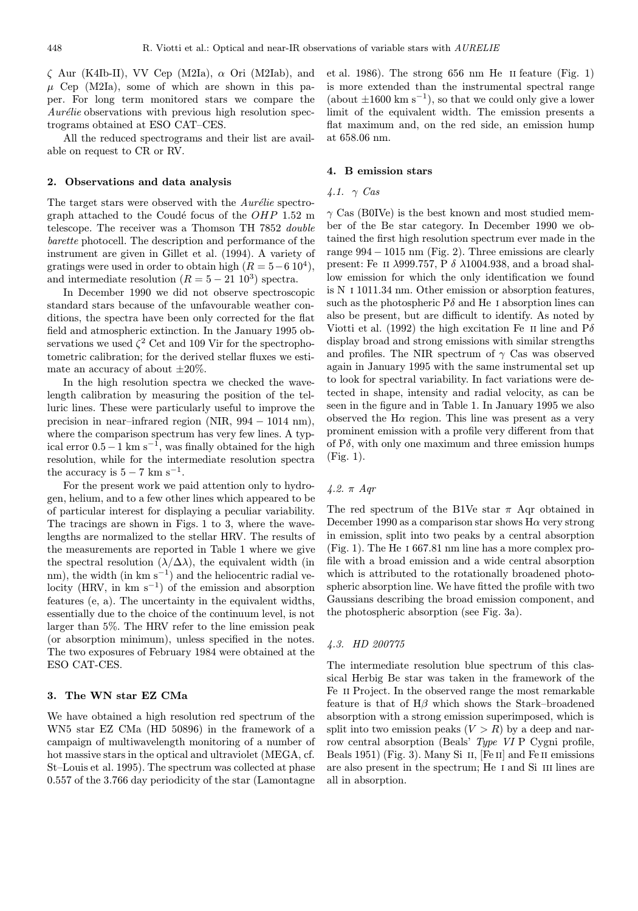ζ Aur (K4Ib-II), VV Cep (M2Ia), α Ori (M2Iab), and μ Cep (M2Ia), some of which are shown in this paper. For long term monitored stars we compare the *Aurélie* observations with previous high resolution spectrograms obtained at ESO CAT–CES.

All the reduced spectrograms and their list are available on request to CR or RV.

## 2. Observations and data analysis

The target stars were observed with the *Aurélie* spectrograph attached to the Coudé focus of the *OHP* 1.52 m telescope. The receiver was a Thomson TH 7852 *double barette* photocell. The description and performance of the instrument are given in Gillet et al. (1994). A variety of gratings were used in order to obtain high ($R = 5-6\ 10^4$), and intermediate resolution ($R = 5-21\ 10^3$) spectra.

In December 1990 we did not observe spectroscopic standard stars because of the unfavourable weather conditions, the spectra have been only corrected for the flat field and atmospheric extinction. In the January 1995 observations we used $\zeta^2$ Cet and 109 Vir for the spectrophotometric calibration; for the derived stellar fluxes we estimate an accuracy of about ±20%.

In the high resolution spectra we checked the wavelength calibration by measuring the position of the telluric lines. These were particularly useful to improve the precision in near–infrared region (NIR, 994 − 1014 nm), where the comparison spectrum has very few lines. A typical error $0.5-1$ km s$^{-1}$, was finally obtained for the high resolution, while for the intermediate resolution spectra the accuracy is $5-7$ km s$^{-1}$.

For the present work we paid attention only to hydrogen, helium, and to a few other lines which appeared to be of particular interest for displaying a peculiar variability. The tracings are shown in Figs. 1 to 3, where the wavelengths are normalized to the stellar HRV. The results of the measurements are reported in Table 1 where we give the spectral resolution ($\lambda/\Delta\lambda$), the equivalent width (in nm), the width (in km s$^{-1}$) and the heliocentric radial velocity (HRV, in km s$^{-1}$) of the emission and absorption features (e, a). The uncertainty in the equivalent widths, essentially due to the choice of the continuum level, is not larger than 5%. The HRV refer to the line emission peak (or absorption minimum), unless specified in the notes. The two exposures of February 1984 were obtained at the ESO CAT-CES.

## 3. The WN star EZ CMa

We have obtained a high resolution red spectrum of the WN5 star EZ CMa (HD 50896) in the framework of a campaign of multiwavelength monitoring of a number of hot massive stars in the optical and ultraviolet (MEGA, cf. St–Louis et al. 1995). The spectrum was collected at phase 0.557 of the 3.766 day periodicity of the star (Lamontagne et al. 1986). The strong 656 nm He II feature (Fig. 1) is more extended than the instrumental spectral range (about ±1600 km s$^{-1}$), so that we could only give a lower limit of the equivalent width. The emission presents a flat maximum and, on the red side, an emission hump at 658.06 nm.

## 4. B emission stars

### 4.1. γ Cas

γ Cas (B0IVe) is the best known and most studied member of the Be star category. In December 1990 we obtained the first high resolution spectrum ever made in the range 994 − 1015 nm (Fig. 2). Three emissions are clearly present: Fe II λ999.757, P δ λ1004.938, and a broad shallow emission for which the only identification we found is N I 1011.34 nm. Other emission or absorption features, such as the photospheric Pδ and He I absorption lines can also be present, but are difficult to identify. As noted by Viotti et al. (1992) the high excitation Fe II line and Pδ display broad and strong emissions with similar strengths and profiles. The NIR spectrum of γ Cas was observed again in January 1995 with the same instrumental set up to look for spectral variability. In fact variations were detected in shape, intensity and radial velocity, as can be seen in the figure and in Table 1. In January 1995 we also observed the Hα region. This line was present as a very prominent emission with a profile very different from that of Pδ, with only one maximum and three emission humps (Fig. 1).

### 4.2. π Aqr

The red spectrum of the B1Ve star π Aqr obtained in December 1990 as a comparison star shows Hα very strong in emission, split into two peaks by a central absorption (Fig. 1). The He I 667.81 nm line has a more complex profile with a broad emission and a wide central absorption which is attributed to the rotationally broadened photospheric absorption line. We have fitted the profile with two Gaussians describing the broad emission component, and the photospheric absorption (see Fig. 3a).

### 4.3. HD 200775

The intermediate resolution blue spectrum of this classical Herbig Be star was taken in the framework of the Fe II Project. In the observed range the most remarkable feature is that of Hβ which shows the Stark–broadened absorption with a strong emission superimposed, which is split into two emission peaks ($V > R$) by a deep and narrow central absorption (Beals' *Type VI* P Cygni profile, Beals 1951) (Fig. 3). Many Si II, [Fe II] and Fe II emissions are also present in the spectrum; He I and Si III lines are all in absorption.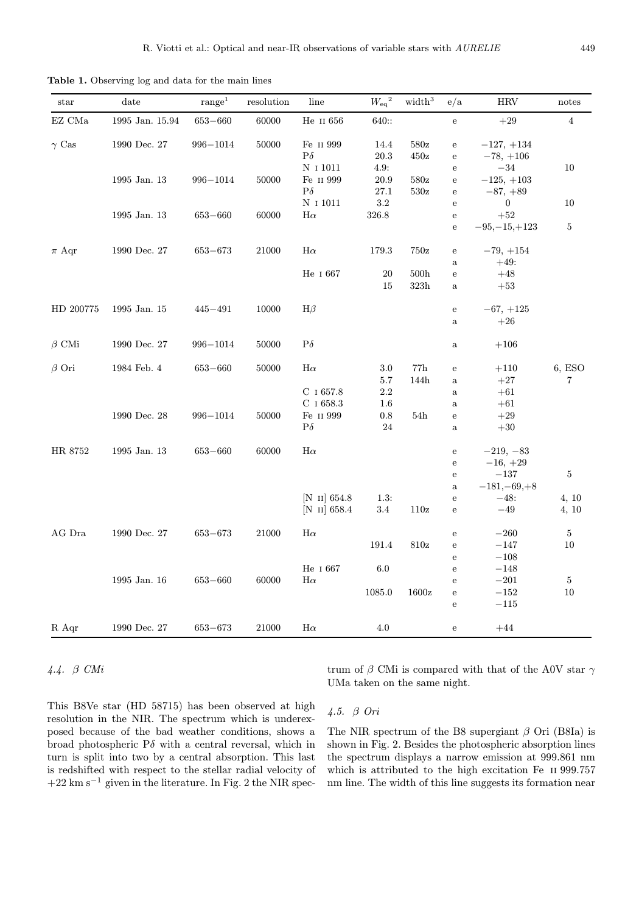**Table 1.** Observing log and data for the main lines

| star | date | range[1] | resolution | line | $W_{eq}$[2] | width[3] | e/a | HRV | notes |
|---|---|---|---|---|---|---|---|---|---|
| EZ CMa | 1995 Jan. 15.94 | 653−660 | 60000 | He II 656 | 640:: | | e | +29 | 4 |
| $\gamma$ Cas | 1990 Dec. 27 | 996−1014 | 50000 | Fe II 999 | 14.4 | 580z | e | −127, +134 | |
| | | | | P$\delta$ | 20.3 | 450z | e | −78, +106 | |
| | | | | N I 1011 | 4.9: | | e | −34 | 10 |
| | 1995 Jan. 13 | 996−1014 | 50000 | Fe II 999 | 20.9 | 580z | e | −125, +103 | |
| | | | | P$\delta$ | 27.1 | 530z | e | −87, +89 | |
| | | | | N I 1011 | 3.2 | | e | 0 | 10 |
| | 1995 Jan. 13 | 653−660 | 60000 | H$\alpha$ | 326.8 | | e | +52 | |
| | | | | | | | e | −95,−15,+123 | 5 |
| $\pi$ Aqr | 1990 Dec. 27 | 653−673 | 21000 | H$\alpha$ | 179.3 | 750z | e | −79, +154 | |
| | | | | | | | a | +49: | |
| | | | | He I 667 | 20 | 500h | e | +48 | |
| | | | | | 15 | 323h | a | +53 | |
| HD 200775 | 1995 Jan. 15 | 445−491 | 10000 | H$\beta$ | | | e | −67, +125 | |
| | | | | | | | a | +26 | |
| $\beta$ CMi | 1990 Dec. 27 | 996−1014 | 50000 | P$\delta$ | | | a | +106 | |
| $\beta$ Ori | 1984 Feb. 4 | 653−660 | 50000 | H$\alpha$ | 3.0 | 77h | e | +110 | 6, ESO |
| | | | | | 5.7 | 144h | a | +27 | 7 |
| | | | | C I 657.8 | 2.2 | | a | +61 | |
| | | | | C I 658.3 | 1.6 | | a | +61 | |
| | 1990 Dec. 28 | 996−1014 | 50000 | Fe II 999 | 0.8 | 54h | e | +29 | |
| | | | | P$\delta$ | 24 | | a | +30 | |
| HR 8752 | 1995 Jan. 13 | 653−660 | 60000 | H$\alpha$ | | | e | −219, −83 | |
| | | | | | | | e | −16, +29 | |
| | | | | | | | e | −137 | 5 |
| | | | | | | | a | −181,−69,+8 | |
| | | | | [N II] 654.8 | 1.3: | | e | −48: | 4, 10 |
| | | | | [N II] 658.4 | 3.4 | 110z | e | −49 | 4, 10 |
| AG Dra | 1990 Dec. 27 | 653−673 | 21000 | H$\alpha$ | | | e | −260 | 5 |
| | | | | | 191.4 | 810z | e | −147 | 10 |
| | | | | | | | e | −108 | |
| | | | | He I 667 | 6.0 | | e | −148 | |
| | 1995 Jan. 16 | 653−660 | 60000 | H$\alpha$ | | | e | −201 | 5 |
| | | | | | 1085.0 | 1600z | e | −152 | 10 |
| | | | | | | | e | −115 | |
| R Aqr | 1990 Dec. 27 | 653−673 | 21000 | H$\alpha$ | 4.0 | | e | +44 | |

### 4.4. $\beta$ CMi

This B8Ve star (HD 58715) has been observed at high resolution in the NIR. The spectrum which is underexposed because of the bad weather conditions, shows a broad photospheric P$\delta$ with a central reversal, which in turn is split into two by a central absorption. This last is redshifted with respect to the stellar radial velocity of +22 km s$^{-1}$ given in the literature. In Fig. 2 the NIR spectrum of $\beta$ CMi is compared with that of the A0V star $\gamma$ UMa taken on the same night.

### 4.5. $\beta$ Ori

The NIR spectrum of the B8 supergiant $\beta$ Ori (B8Ia) is shown in Fig. 2. Besides the photospheric absorption lines the spectrum displays a narrow emission at 999.861 nm which is attributed to the high excitation Fe II 999.757 nm line. The width of this line suggests its formation near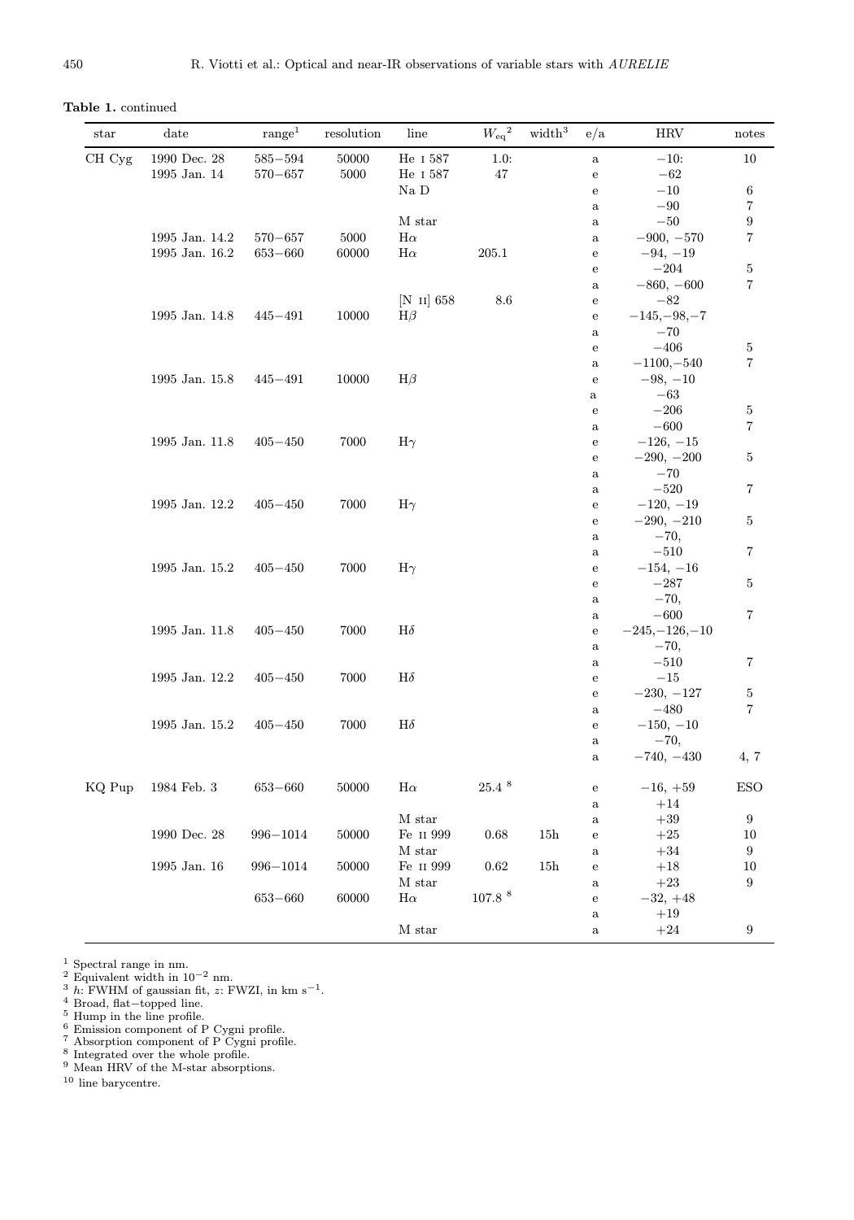**Table 1.** continued

| star | date | range[1] | resolution | line | $W_{eq}$[2] | width[3] | e/a | HRV | notes |
|---|---|---|---|---|---|---|---|---|---|
| CH Cyg | 1990 Dec. 28 | 585−594 | 50000 | He I 587 | 1.0: | | a | −10: | 10 |
| | 1995 Jan. 14 | 570−657 | 5000 | He I 587 | 47 | | e | −62 | |
| | | | | Na D | | | e | −10 | 6 |
| | | | | | | | a | −90 | 7 |
| | | | | M star | | | a | −50 | 9 |
| | 1995 Jan. 14.2 | 570−657 | 5000 | Hα | | | a | −900, −570 | 7 |
| | 1995 Jan. 16.2 | 653−660 | 60000 | Hα | 205.1 | | e | −94, −19 | |
| | | | | | | | e | −204 | 5 |
| | | | | | | | a | −860, −600 | 7 |
| | | | | [N II] 658 | 8.6 | | e | −82 | |
| | 1995 Jan. 14.8 | 445−491 | 10000 | Hβ | | | e | −145,−98,−7 | |
| | | | | | | | a | −70 | |
| | | | | | | | e | −406 | 5 |
| | | | | | | | a | −1100,−540 | 7 |
| | 1995 Jan. 15.8 | 445−491 | 10000 | Hβ | | | e | −98, −10 | |
| | | | | | | | a | −63 | |
| | | | | | | | e | −206 | 5 |
| | | | | | | | a | −600 | 7 |
| | 1995 Jan. 11.8 | 405−450 | 7000 | Hγ | | | e | −126, −15 | |
| | | | | | | | e | −290, −200 | 5 |
| | | | | | | | a | −70 | |
| | | | | | | | a | −520 | 7 |
| | 1995 Jan. 12.2 | 405−450 | 7000 | Hγ | | | e | −120, −19 | |
| | | | | | | | e | −290, −210 | 5 |
| | | | | | | | a | −70, | |
| | | | | | | | a | −510 | 7 |
| | 1995 Jan. 15.2 | 405−450 | 7000 | Hγ | | | e | −154, −16 | |
| | | | | | | | e | −287 | 5 |
| | | | | | | | a | −70, | |
| | | | | | | | a | −600 | 7 |
| | 1995 Jan. 11.8 | 405−450 | 7000 | Hδ | | | e | −245,−126,−10 | |
| | | | | | | | a | −70, | |
| | | | | | | | a | −510 | 7 |
| | 1995 Jan. 12.2 | 405−450 | 7000 | Hδ | | | e | −15 | |
| | | | | | | | e | −230, −127 | 5 |
| | | | | | | | a | −480 | 7 |
| | 1995 Jan. 15.2 | 405−450 | 7000 | Hδ | | | e | −150, −10 | |
| | | | | | | | a | −70, | |
| | | | | | | | a | −740, −430 | 4, 7 |
| KQ Pup | 1984 Feb. 3 | 653−660 | 50000 | Hα | 25.4 [8] | | e | −16, +59 | ESO |
| | | | | | | | a | +14 | |
| | | | | M star | | | a | +39 | 9 |
| | 1990 Dec. 28 | 996−1014 | 50000 | Fe II 999 | 0.68 | 15h | e | +25 | 10 |
| | | | | M star | | | a | +34 | 9 |
| | 1995 Jan. 16 | 996−1014 | 50000 | Fe II 999 | 0.62 | 15h | e | +18 | 10 |
| | | | | M star | | | a | +23 | 9 |
| | | 653−660 | 60000 | Hα | 107.8 [8] | | e | −32, +48 | |
| | | | | | | | a | +19 | |
| | | | | M star | | | a | +24 | 9 |

[1] Spectral range in nm.
[2] Equivalent width in $10^{-2}$ nm.
[3] $h$: FWHM of gaussian fit, $z$: FWZI, in km s$^{-1}$.
[4] Broad, flat−topped line.
[5] Hump in the line profile.
[6] Emission component of P Cygni profile.
[7] Absorption component of P Cygni profile.
[8] Integrated over the whole profile.
[9] Mean HRV of the M-star absorptions.
[10] line barycentre.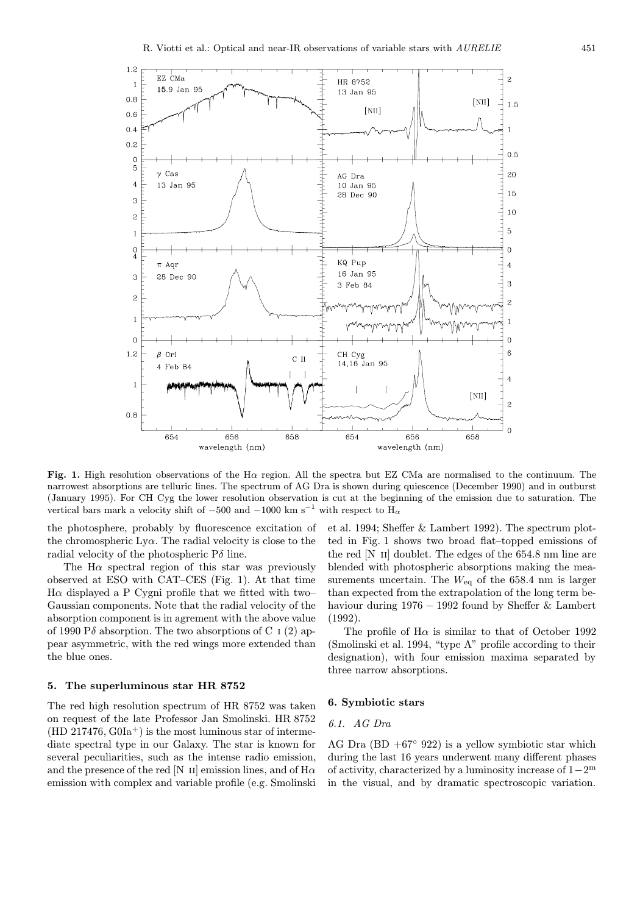**Fig. 1.** High resolution observations of the Hα region. All the spectra but EZ CMa are normalised to the continuum. The narrowest absorptions are telluric lines. The spectrum of AG Dra is shown during quiescence (December 1990) and in outburst (January 1995). For CH Cyg the lower resolution observation is cut at the beginning of the emission due to saturation. The vertical bars mark a velocity shift of $-500$ and $-1000$ km s$^{-1}$ with respect to Hα

the photosphere, probably by fluorescence excitation of the chromospheric Lyα. The radial velocity is close to the radial velocity of the photospheric Pδ line.

The Hα spectral region of this star was previously observed at ESO with CAT–CES (Fig. 1). At that time Hα displayed a P Cygni profile that we fitted with two–Gaussian components. Note that the radial velocity of the absorption component is in agreement with the above value of 1990 Pδ absorption. The two absorptions of C I (2) appear asymmetric, with the red wings more extended than the blue ones.

## 5. The superluminous star HR 8752

The red high resolution spectrum of HR 8752 was taken on request of the late Professor Jan Smolinski. HR 8752 (HD 217476, G0Ia$^+$) is the most luminous star of intermediate spectral type in our Galaxy. The star is known for several peculiarities, such as the intense radio emission, and the presence of the red [N II] emission lines, and of Hα emission with complex and variable profile (e.g. Smolinski et al. 1994; Sheffer & Lambert 1992). The spectrum plotted in Fig. 1 shows two broad flat–topped emissions of the red [N II] doublet. The edges of the 654.8 nm line are blended with photospheric absorptions making the measurements uncertain. The $W_{\rm eq}$ of the 658.4 nm is larger than expected from the extrapolation of the long term behaviour during 1976 − 1992 found by Sheffer & Lambert (1992).

The profile of Hα is similar to that of October 1992 (Smolinski et al. 1994, "type A" profile according to their designation), with four emission maxima separated by three narrow absorptions.

## 6. Symbiotic stars

### 6.1. AG Dra

AG Dra (BD +67° 922) is a yellow symbiotic star which during the last 16 years underwent many different phases of activity, characterized by a luminosity increase of $1-2^{\rm m}$ in the visual, and by dramatic spectroscopic variation.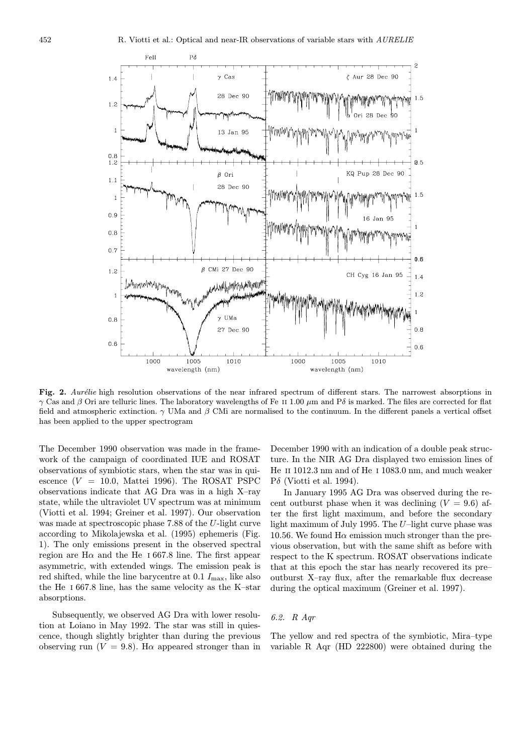**Fig. 2.** *Aurélie* high resolution observations of the near infrared spectrum of different stars. The narrowest absorptions in $\gamma$ Cas and $\beta$ Ori are telluric lines. The laboratory wavelengths of Fe II 1.00 $\mu$m and P$\delta$ is marked. The files are corrected for flat field and atmospheric extinction. $\gamma$ UMa and $\beta$ CMi are normalised to the continuum. In the different panels a vertical offset has been applied to the upper spectrogram

The December 1990 observation was made in the framework of the campaign of coordinated IUE and ROSAT observations of symbiotic stars, when the star was in quiescence ($V = 10.0$, Mattei 1996). The ROSAT PSPC observations indicate that AG Dra was in a high X–ray state, while the ultraviolet UV spectrum was at minimum (Viotti et al. 1994; Greiner et al. 1997). Our observation was made at spectroscopic phase 7.88 of the $U$-light curve according to Mikolajewska et al. (1995) ephemeris (Fig. 1). The only emissions present in the observed spectral region are H$\alpha$ and the He I 667.8 line. The first appear asymmetric, with extended wings. The emission peak is red shifted, while the line barycentre at 0.1 $I_{\max}$, like also the He I 667.8 line, has the same velocity as the K–star absorptions.

Subsequently, we observed AG Dra with lower resolution at Loiano in May 1992. The star was still in quiescence, though slightly brighter than during the previous observing run ($V = 9.8$). H$\alpha$ appeared stronger than in December 1990 with an indication of a double peak structure. In the NIR AG Dra displayed two emission lines of He II 1012.3 nm and of He I 1083.0 nm, and much weaker P$\delta$ (Viotti et al. 1994).

In January 1995 AG Dra was observed during the recent outburst phase when it was declining ($V = 9.6$) after the first light maximum, and before the secondary light maximum of July 1995. The $U$–light curve phase was 10.56. We found H$\alpha$ emission much stronger than the previous observation, but with the same shift as before with respect to the K spectrum. ROSAT observations indicate that at this epoch the star has nearly recovered its pre–outburst X–ray flux, after the remarkable flux decrease during the optical maximum (Greiner et al. 1997).

### 6.2. *R Aqr*

The yellow and red spectra of the symbiotic, Mira–type variable R Aqr (HD 222800) were obtained during the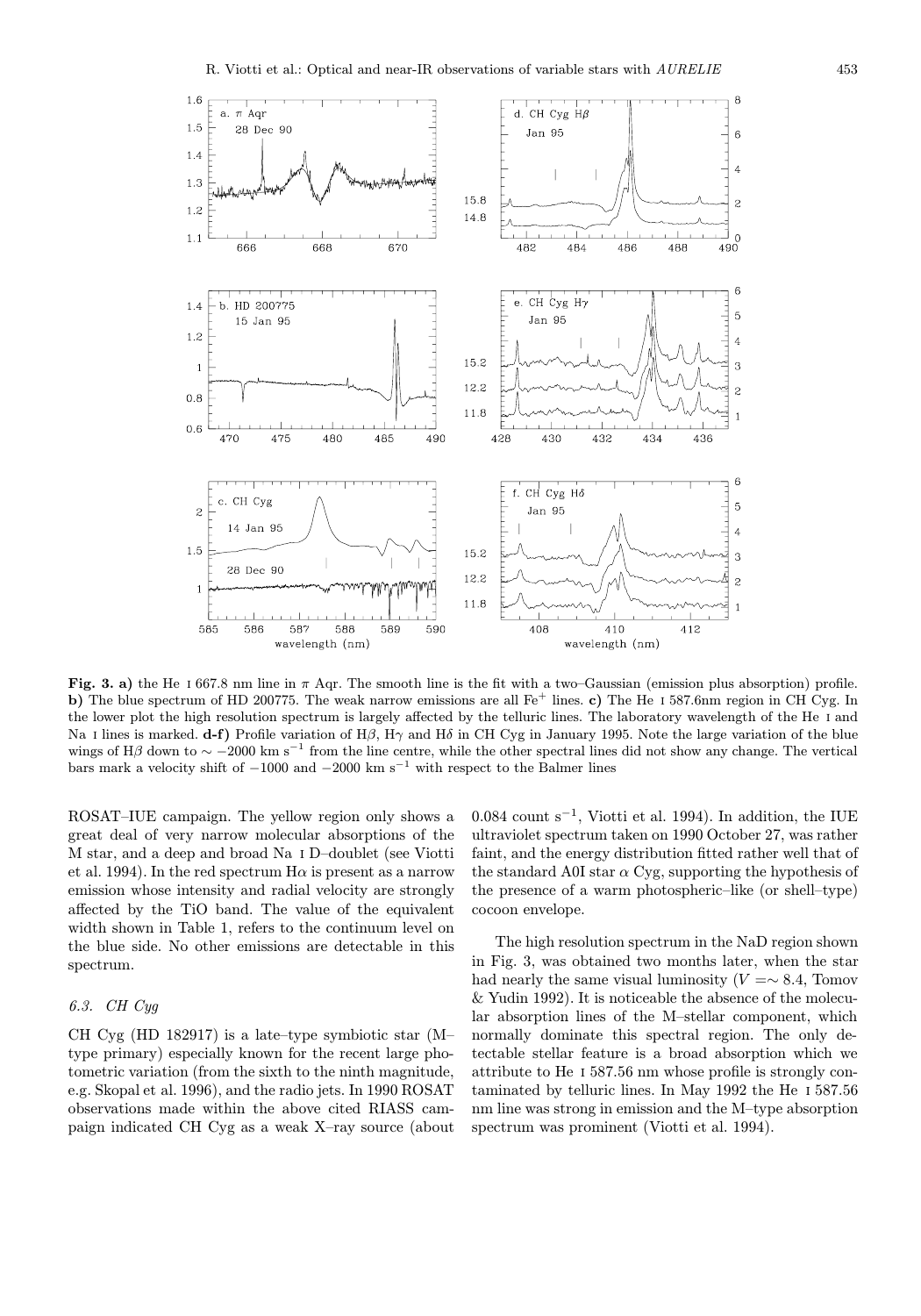**Fig. 3. a)** the He I 667.8 nm line in $\pi$ Aqr. The smooth line is the fit with a two–Gaussian (emission plus absorption) profile. **b)** The blue spectrum of HD 200775. The weak narrow emissions are all $Fe^+$ lines. **c)** The He I 587.6nm region in CH Cyg. In the lower plot the high resolution spectrum is largely affected by the telluric lines. The laboratory wavelength of the He I and Na I lines is marked. **d-f)** Profile variation of H$\beta$, H$\gamma$ and H$\delta$ in CH Cyg in January 1995. Note the large variation of the blue wings of H$\beta$ down to $\sim -2000$ km s$^{-1}$ from the line centre, while the other spectral lines did not show any change. The vertical bars mark a velocity shift of $-1000$ and $-2000$ km s$^{-1}$ with respect to the Balmer lines

ROSAT–IUE campaign. The yellow region only shows a great deal of very narrow molecular absorptions of the M star, and a deep and broad Na I D–doublet (see Viotti et al. 1994). In the red spectrum H$\alpha$ is present as a narrow emission whose intensity and radial velocity are strongly affected by the TiO band. The value of the equivalent width shown in Table 1, refers to the continuum level on the blue side. No other emissions are detectable in this spectrum.

### 6.3. CH Cyg

CH Cyg (HD 182917) is a late–type symbiotic star (M–type primary) especially known for the recent large photometric variation (from the sixth to the ninth magnitude, e.g. Skopal et al. 1996), and the radio jets. In 1990 ROSAT observations made within the above cited RIASS campaign indicated CH Cyg as a weak X–ray source (about 0.084 count s$^{-1}$, Viotti et al. 1994). In addition, the IUE ultraviolet spectrum taken on 1990 October 27, was rather faint, and the energy distribution fitted rather well that of the standard A0I star $\alpha$ Cyg, supporting the hypothesis of the presence of a warm photospheric–like (or shell–type) cocoon envelope.

The high resolution spectrum in the NaD region shown in Fig. 3, was obtained two months later, when the star had nearly the same visual luminosity ($V = \sim 8.4$, Tomov & Yudin 1992). It is noticeable the absence of the molecular absorption lines of the M–stellar component, which normally dominate this spectral region. The only detectable stellar feature is a broad absorption which we attribute to He I 587.56 nm whose profile is strongly contaminated by telluric lines. In May 1992 the He I 587.56 nm line was strong in emission and the M–type absorption spectrum was prominent (Viotti et al. 1994).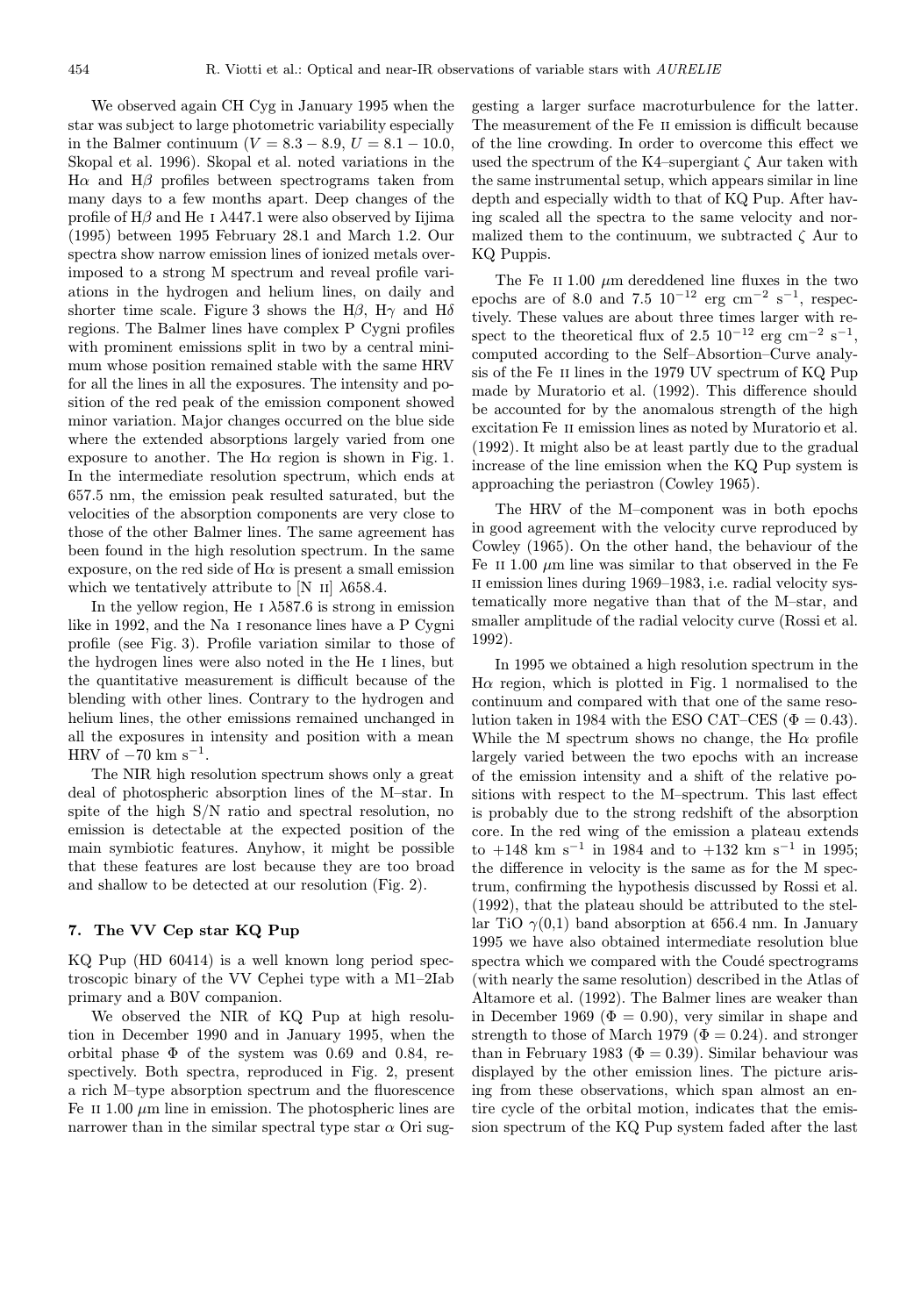We observed again CH Cyg in January 1995 when the star was subject to large photometric variability especially in the Balmer continuum ($V = 8.3 - 8.9$, $U = 8.1 - 10.0$, Skopal et al. 1996). Skopal et al. noted variations in the H$\alpha$ and H$\beta$ profiles between spectrograms taken from many days to a few months apart. Deep changes of the profile of H$\beta$ and He I $\lambda$447.1 were also observed by Iijima (1995) between 1995 February 28.1 and March 1.2. Our spectra show narrow emission lines of ionized metals overimposed to a strong M spectrum and reveal profile variations in the hydrogen and helium lines, on daily and shorter time scale. Figure 3 shows the H$\beta$, H$\gamma$ and H$\delta$ regions. The Balmer lines have complex P Cygni profiles with prominent emissions split in two by a central minimum whose position remained stable with the same HRV for all the lines in all the exposures. The intensity and position of the red peak of the emission component showed minor variation. Major changes occurred on the blue side where the extended absorptions largely varied from one exposure to another. The H$\alpha$ region is shown in Fig. 1. In the intermediate resolution spectrum, which ends at 657.5 nm, the emission peak resulted saturated, but the velocities of the absorption components are very close to those of the other Balmer lines. The same agreement has been found in the high resolution spectrum. In the same exposure, on the red side of H$\alpha$ is present a small emission which we tentatively attribute to [N II] $\lambda$658.4.

In the yellow region, He I $\lambda$587.6 is strong in emission like in 1992, and the Na I resonance lines have a P Cygni profile (see Fig. 3). Profile variation similar to those of the hydrogen lines were also noted in the He I lines, but the quantitative measurement is difficult because of the blending with other lines. Contrary to the hydrogen and helium lines, the other emissions remained unchanged in all the exposures in intensity and position with a mean HRV of $-70$ km s$^{-1}$.

The NIR high resolution spectrum shows only a great deal of photospheric absorption lines of the M–star. In spite of the high S/N ratio and spectral resolution, no emission is detectable at the expected position of the main symbiotic features. Anyhow, it might be possible that these features are lost because they are too broad and shallow to be detected at our resolution (Fig. 2).

## 7. The VV Cep star KQ Pup

KQ Pup (HD 60414) is a well known long period spectroscopic binary of the VV Cephei type with a M1–2Iab primary and a B0V companion.

We observed the NIR of KQ Pup at high resolution in December 1990 and in January 1995, when the orbital phase $\Phi$ of the system was 0.69 and 0.84, respectively. Both spectra, reproduced in Fig. 2, present a rich M–type absorption spectrum and the fluorescence Fe II 1.00 $\mu$m line in emission. The photospheric lines are narrower than in the similar spectral type star $\alpha$ Ori suggesting a larger surface macroturbulence for the latter. The measurement of the Fe II emission is difficult because of the line crowding. In order to overcome this effect we used the spectrum of the K4–supergiant $\zeta$ Aur taken with the same instrumental setup, which appears similar in line depth and especially width to that of KQ Pup. After having scaled all the spectra to the same velocity and normalized them to the continuum, we subtracted $\zeta$ Aur to KQ Puppis.

The Fe II 1.00 $\mu$m dereddened line fluxes in the two epochs are of 8.0 and 7.5 $10^{-12}$ erg cm$^{-2}$ s$^{-1}$, respectively. These values are about three times larger with respect to the theoretical flux of 2.5 $10^{-12}$ erg cm$^{-2}$ s$^{-1}$, computed according to the Self–Absorption–Curve analysis of the Fe II lines in the 1979 UV spectrum of KQ Pup made by Muratorio et al. (1992). This difference should be accounted for by the anomalous strength of the high excitation Fe II emission lines as noted by Muratorio et al. (1992). It might also be at least partly due to the gradual increase of the line emission when the KQ Pup system is approaching the periastron (Cowley 1965).

The HRV of the M–component was in both epochs in good agreement with the velocity curve reproduced by Cowley (1965). On the other hand, the behaviour of the Fe II 1.00 $\mu$m line was similar to that observed in the Fe II emission lines during 1969–1983, i.e. radial velocity systematically more negative than that of the M–star, and smaller amplitude of the radial velocity curve (Rossi et al. 1992).

In 1995 we obtained a high resolution spectrum in the H$\alpha$ region, which is plotted in Fig. 1 normalised to the continuum and compared with that one of the same resolution taken in 1984 with the ESO CAT–CES ($\Phi = 0.43$). While the M spectrum shows no change, the H$\alpha$ profile largely varied between the two epochs with an increase of the emission intensity and a shift of the relative positions with respect to the M–spectrum. This last effect is probably due to the strong redshift of the absorption core. In the red wing of the emission a plateau extends to $+148$ km s$^{-1}$ in 1984 and to $+132$ km s$^{-1}$ in 1995; the difference in velocity is the same as for the M spectrum, confirming the hypothesis discussed by Rossi et al. (1992), that the plateau should be attributed to the stellar TiO $\gamma(0,1)$ band absorption at 656.4 nm. In January 1995 we have also obtained intermediate resolution blue spectra which we compared with the Coudé spectrograms (with nearly the same resolution) described in the Atlas of Altamore et al. (1992). The Balmer lines are weaker than in December 1969 ($\Phi = 0.90$), very similar in shape and strength to those of March 1979 ($\Phi = 0.24$). and stronger than in February 1983 ($\Phi = 0.39$). Similar behaviour was displayed by the other emission lines. The picture arising from these observations, which span almost an entire cycle of the orbital motion, indicates that the emission spectrum of the KQ Pup system faded after the last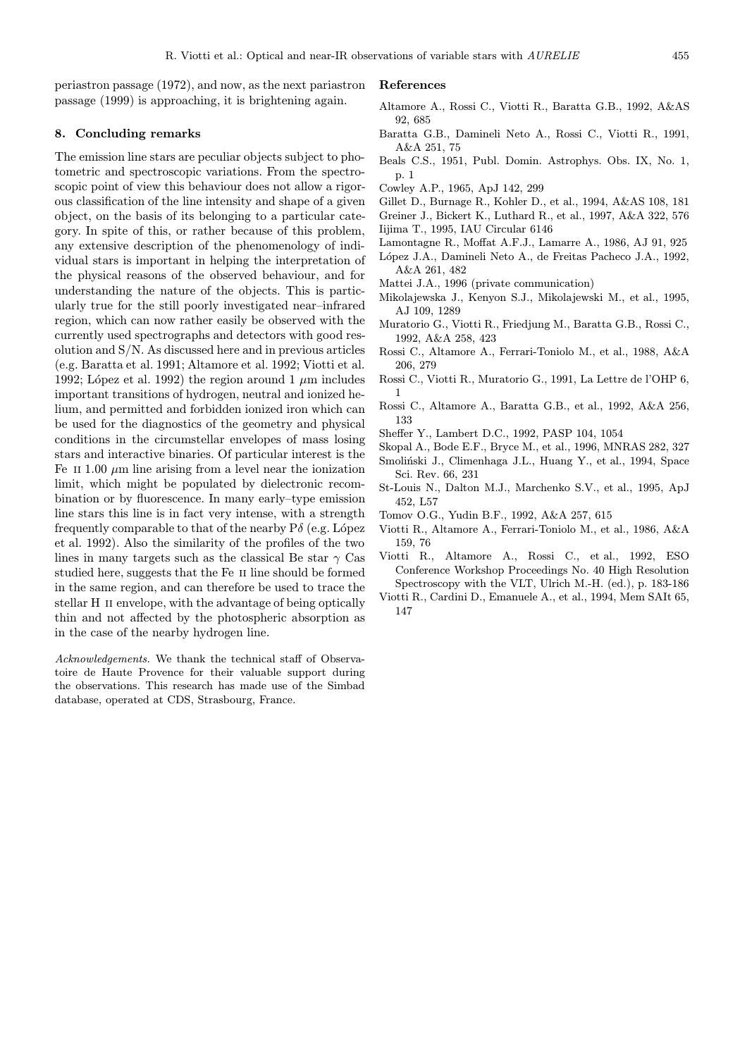periastron passage (1972), and now, as the next pariastron passage (1999) is approaching, it is brightening again.

## 8. Concluding remarks

The emission line stars are peculiar objects subject to photometric and spectroscopic variations. From the spectroscopic point of view this behaviour does not allow a rigorous classification of the line intensity and shape of a given object, on the basis of its belonging to a particular category. In spite of this, or rather because of this problem, any extensive description of the phenomenology of individual stars is important in helping the interpretation of the physical reasons of the observed behaviour, and for understanding the nature of the objects. This is particularly true for the still poorly investigated near–infrared region, which can now rather easily be observed with the currently used spectrographs and detectors with good resolution and S/N. As discussed here and in previous articles (e.g. Baratta et al. 1991; Altamore et al. 1992; Viotti et al. 1992; López et al. 1992) the region around 1 $\mu$m includes important transitions of hydrogen, neutral and ionized helium, and permitted and forbidden ionized iron which can be used for the diagnostics of the geometry and physical conditions in the circumstellar envelopes of mass losing stars and interactive binaries. Of particular interest is the Fe II 1.00 $\mu$m line arising from a level near the ionization limit, which might be populated by dielectronic recombination or by fluorescence. In many early–type emission line stars this line is in fact very intense, with a strength frequently comparable to that of the nearby P$\delta$ (e.g. López et al. 1992). Also the similarity of the profiles of the two lines in many targets such as the classical Be star $\gamma$ Cas studied here, suggests that the Fe II line should be formed in the same region, and can therefore be used to trace the stellar H II envelope, with the advantage of being optically thin and not affected by the photospheric absorption as in the case of the nearby hydrogen line.

*Acknowledgements.* We thank the technical staff of Observatoire de Haute Provence for their valuable support during the observations. This research has made use of the Simbad database, operated at CDS, Strasbourg, France.

## References

Altamore A., Rossi C., Viotti R., Baratta G.B., 1992, A&AS 92, 685

Baratta G.B., Damineli Neto A., Rossi C., Viotti R., 1991, A&A 251, 75

Beals C.S., 1951, Publ. Domin. Astrophys. Obs. IX, No. 1, p. 1

Cowley A.P., 1965, ApJ 142, 299

Gillet D., Burnage R., Kohler D., et al., 1994, A&AS 108, 181

Greiner J., Bickert K., Luthard R., et al., 1997, A&A 322, 576

Iijima T., 1995, IAU Circular 6146

Lamontagne R., Moffat A.F.J., Lamarre A., 1986, AJ 91, 925

López J.A., Damineli Neto A., de Freitas Pacheco J.A., 1992, A&A 261, 482

Mattei J.A., 1996 (private communication)

Mikolajewska J., Kenyon S.J., Mikolajewski M., et al., 1995, AJ 109, 1289

Muratorio G., Viotti R., Friedjung M., Baratta G.B., Rossi C., 1992, A&A 258, 423

Rossi C., Altamore A., Ferrari-Toniolo M., et al., 1988, A&A 206, 279

Rossi C., Viotti R., Muratorio G., 1991, La Lettre de l'OHP 6, 1

Rossi C., Altamore A., Baratta G.B., et al., 1992, A&A 256, 133

Sheffer Y., Lambert D.C., 1992, PASP 104, 1054

Skopal A., Bode E.F., Bryce M., et al., 1996, MNRAS 282, 327

Smoliński J., Climenhaga J.L., Huang Y., et al., 1994, Space Sci. Rev. 66, 231

St-Louis N., Dalton M.J., Marchenko S.V., et al., 1995, ApJ 452, L57

Tomov O.G., Yudin B.F., 1992, A&A 257, 615

Viotti R., Altamore A., Ferrari-Toniolo M., et al., 1986, A&A 159, 76

Viotti R., Altamore A., Rossi C., et al., 1992, ESO Conference Workshop Proceedings No. 40 High Resolution Spectroscopy with the VLT, Ulrich M.-H. (ed.), p. 183-186

Viotti R., Cardini D., Emanuele A., et al., 1994, Mem SAIt 65, 147